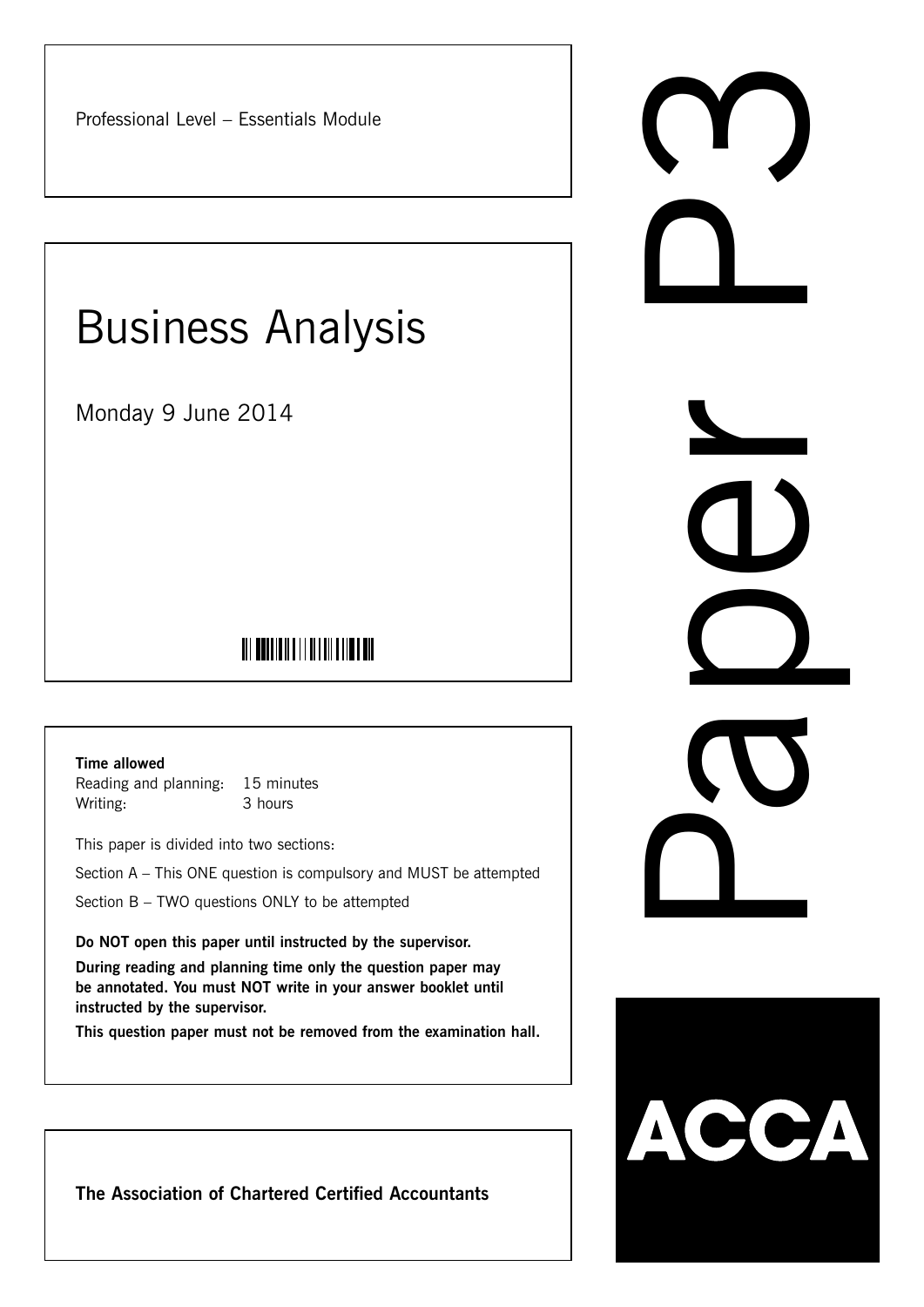Professional Level – Essentials Module

# Business Analysis

Monday 9 June 2014

**Time allowed**

Reading and planning: 15 minutes

Writing: 3 hours

This paper is divided into two sections:

Section A – This ONE question is compulsory and MUST be attempted

Section B – TWO questions ONLY to be attempted

**Do NOT open this paper until instructed by the supervisor.**

**During reading and planning time only the question paper may be annotated. You must NOT write in your answer booklet until instructed by the supervisor.**

**This question paper must not be removed from the examination hall.**

# Paper P3

**The Association of Chartered Certified Accountants**

ACCA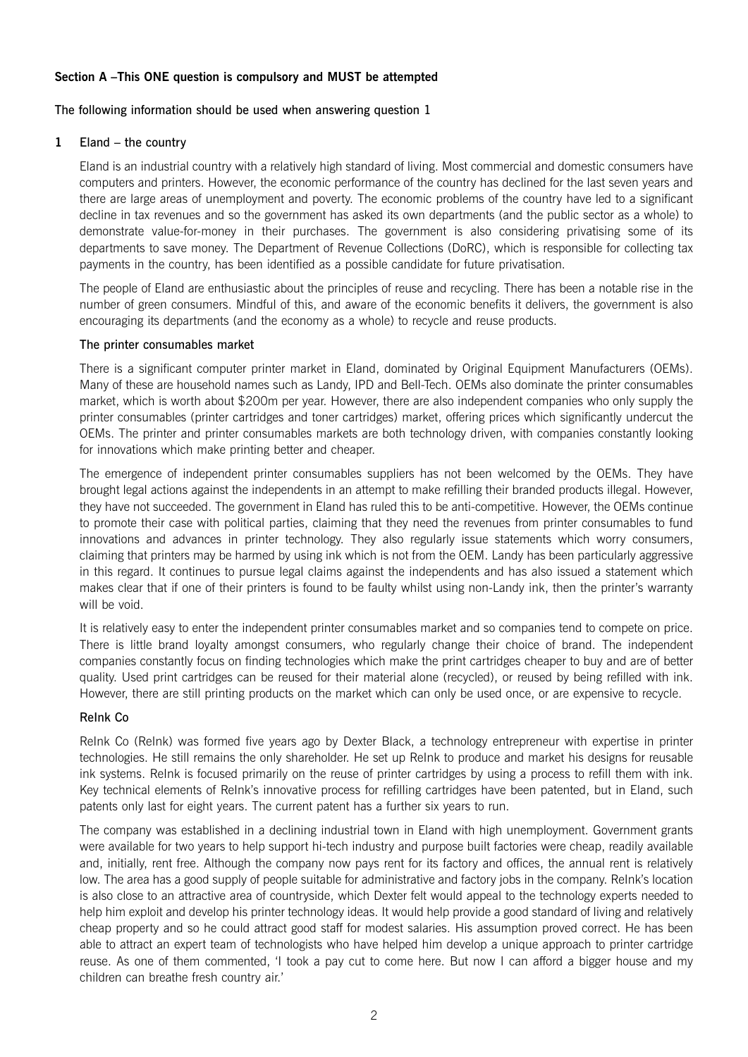**Section A –This ONE question is compulsory and MUST be attempted**

**The following information should be used when answering question 1**

**1 Eland – the country**

Eland is an industrial country with a relatively high standard of living. Most commercial and domestic consumers have computers and printers. However, the economic performance of the country has declined for the last seven years and there are large areas of unemployment and poverty. The economic problems of the country have led to a significant decline in tax revenues and so the government has asked its own departments (and the public sector as a whole) to demonstrate value-for-money in their purchases. The government is also considering privatising some of its departments to save money. The Department of Revenue Collections (DoRC), which is responsible for collecting tax payments in the country, has been identified as a possible candidate for future privatisation.

The people of Eland are enthusiastic about the principles of reuse and recycling. There has been a notable rise in the number of green consumers. Mindful of this, and aware of the economic benefits it delivers, the government is also encouraging its departments (and the economy as a whole) to recycle and reuse products.

**The printer consumables market**

There is a significant computer printer market in Eland, dominated by Original Equipment Manufacturers (OEMs). Many of these are household names such as Landy, IPD and Bell-Tech. OEMs also dominate the printer consumables market, which is worth about $200m per year. However, there are also independent companies who only supply the printer consumables (printer cartridges and toner cartridges) market, offering prices which significantly undercut the OEMs. The printer and printer consumables markets are both technology driven, with companies constantly looking for innovations which make printing better and cheaper.

The emergence of independent printer consumables suppliers has not been welcomed by the OEMs. They have brought legal actions against the independents in an attempt to make refilling their branded products illegal. However, they have not succeeded. The government in Eland has ruled this to be anti-competitive. However, the OEMs continue to promote their case with political parties, claiming that they need the revenues from printer consumables to fund innovations and advances in printer technology. They also regularly issue statements which worry consumers, claiming that printers may be harmed by using ink which is not from the OEM. Landy has been particularly aggressive in this regard. It continues to pursue legal claims against the independents and has also issued a statement which makes clear that if one of their printers is found to be faulty whilst using non-Landy ink, then the printer's warranty will be void.

It is relatively easy to enter the independent printer consumables market and so companies tend to compete on price. There is little brand loyalty amongst consumers, who regularly change their choice of brand. The independent companies constantly focus on finding technologies which make the print cartridges cheaper to buy and are of better quality. Used print cartridges can be reused for their material alone (recycled), or reused by being refilled with ink. However, there are still printing products on the market which can only be used once, or are expensive to recycle.

**ReInk Co**

ReInk Co (ReInk) was formed five years ago by Dexter Black, a technology entrepreneur with expertise in printer technologies. He still remains the only shareholder. He set up ReInk to produce and market his designs for reusable ink systems. ReInk is focused primarily on the reuse of printer cartridges by using a process to refill them with ink. Key technical elements of ReInk's innovative process for refilling cartridges have been patented, but in Eland, such patents only last for eight years. The current patent has a further six years to run.

The company was established in a declining industrial town in Eland with high unemployment. Government grants were available for two years to help support hi-tech industry and purpose built factories were cheap, readily available and, initially, rent free. Although the company now pays rent for its factory and offices, the annual rent is relatively low. The area has a good supply of people suitable for administrative and factory jobs in the company. ReInk's location is also close to an attractive area of countryside, which Dexter felt would appeal to the technology experts needed to help him exploit and develop his printer technology ideas. It would help provide a good standard of living and relatively cheap property and so he could attract good staff for modest salaries. His assumption proved correct. He has been able to attract an expert team of technologists who have helped him develop a unique approach to printer cartridge reuse. As one of them commented, 'I took a pay cut to come here. But now I can afford a bigger house and my children can breathe fresh country air.'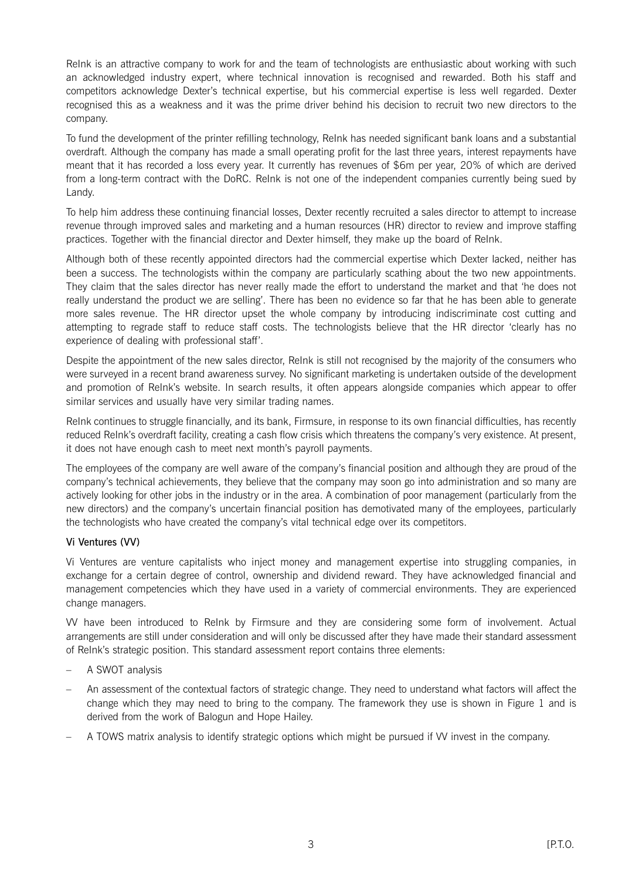ReInk is an attractive company to work for and the team of technologists are enthusiastic about working with such an acknowledged industry expert, where technical innovation is recognised and rewarded. Both his staff and competitors acknowledge Dexter's technical expertise, but his commercial expertise is less well regarded. Dexter recognised this as a weakness and it was the prime driver behind his decision to recruit two new directors to the company.

To fund the development of the printer refilling technology, ReInk has needed significant bank loans and a substantial overdraft. Although the company has made a small operating profit for the last three years, interest repayments have meant that it has recorded a loss every year. It currently has revenues of $6m per year, 20% of which are derived from a long-term contract with the DoRC. ReInk is not one of the independent companies currently being sued by Landy.

To help him address these continuing financial losses, Dexter recently recruited a sales director to attempt to increase revenue through improved sales and marketing and a human resources (HR) director to review and improve staffing practices. Together with the financial director and Dexter himself, they make up the board of ReInk.

Although both of these recently appointed directors had the commercial expertise which Dexter lacked, neither has been a success. The technologists within the company are particularly scathing about the two new appointments. They claim that the sales director has never really made the effort to understand the market and that 'he does not really understand the product we are selling'. There has been no evidence so far that he has been able to generate more sales revenue. The HR director upset the whole company by introducing indiscriminate cost cutting and attempting to regrade staff to reduce staff costs. The technologists believe that the HR director 'clearly has no experience of dealing with professional staff'.

Despite the appointment of the new sales director, ReInk is still not recognised by the majority of the consumers who were surveyed in a recent brand awareness survey. No significant marketing is undertaken outside of the development and promotion of ReInk's website. In search results, it often appears alongside companies which appear to offer similar services and usually have very similar trading names.

ReInk continues to struggle financially, and its bank, Firmsure, in response to its own financial difficulties, has recently reduced ReInk's overdraft facility, creating a cash flow crisis which threatens the company's very existence. At present, it does not have enough cash to meet next month's payroll payments.

The employees of the company are well aware of the company's financial position and although they are proud of the company's technical achievements, they believe that the company may soon go into administration and so many are actively looking for other jobs in the industry or in the area. A combination of poor management (particularly from the new directors) and the company's uncertain financial position has demotivated many of the employees, particularly the technologists who have created the company's vital technical edge over its competitors.

**Vi Ventures (VV)**

Vi Ventures are venture capitalists who inject money and management expertise into struggling companies, in exchange for a certain degree of control, ownership and dividend reward. They have acknowledged financial and management competencies which they have used in a variety of commercial environments. They are experienced change managers.

VV have been introduced to ReInk by Firmsure and they are considering some form of involvement. Actual arrangements are still under consideration and will only be discussed after they have made their standard assessment of ReInk's strategic position. This standard assessment report contains three elements:

- A SWOT analysis
- An assessment of the contextual factors of strategic change. They need to understand what factors will affect the change which they may need to bring to the company. The framework they use is shown in Figure 1 and is derived from the work of Balogun and Hope Hailey.
- A TOWS matrix analysis to identify strategic options which might be pursued if VV invest in the company.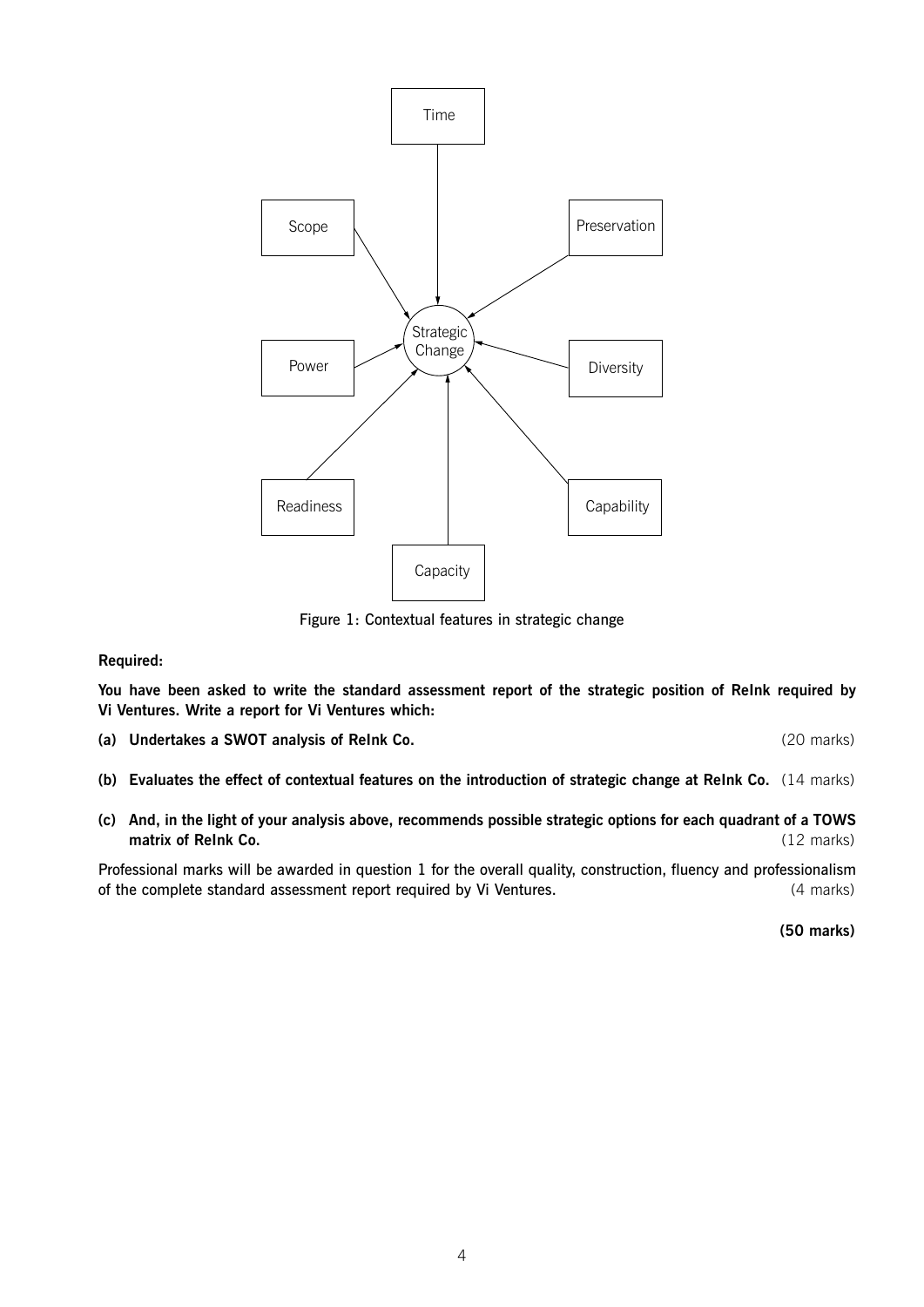Figure 1: Contextual features in strategic change

**Required:**

**You have been asked to write the standard assessment report of the strategic position of ReInk required by Vi Ventures. Write a report for Vi Ventures which:**

**(a) Undertakes a SWOT analysis of ReInk Co.** (20 marks)

**(b) Evaluates the effect of contextual features on the introduction of strategic change at ReInk Co.** (14 marks)

**(c) And, in the light of your analysis above, recommends possible strategic options for each quadrant of a TOWS matrix of ReInk Co.** (12 marks)

Professional marks will be awarded in question 1 for the overall quality, construction, fluency and professionalism of the complete standard assessment report required by Vi Ventures. (4 marks)

**(50 marks)**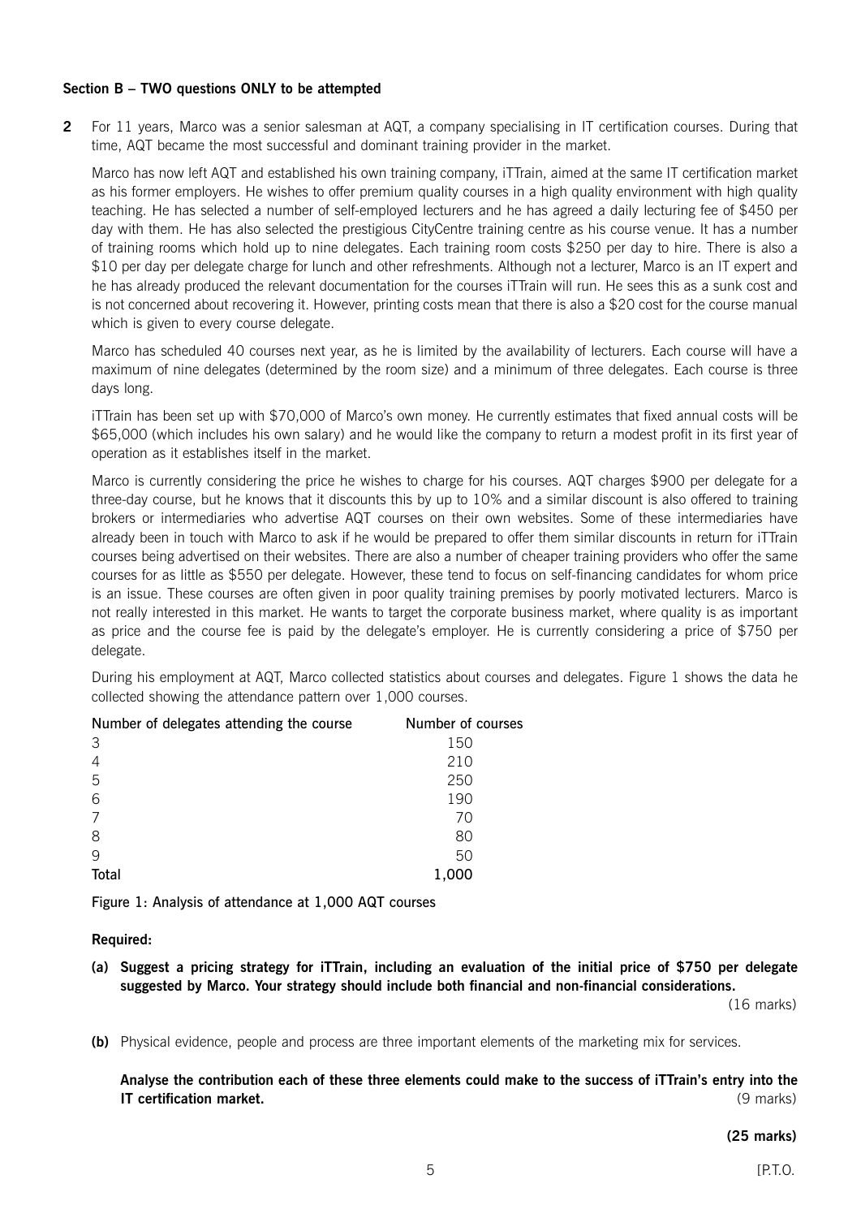**Section B – TWO questions ONLY to be attempted**

**2** For 11 years, Marco was a senior salesman at AQT, a company specialising in IT certification courses. During that time, AQT became the most successful and dominant training provider in the market.

Marco has now left AQT and established his own training company, iTTrain, aimed at the same IT certification market as his former employers. He wishes to offer premium quality courses in a high quality environment with high quality teaching. He has selected a number of self-employed lecturers and he has agreed a daily lecturing fee of $450 per day with them. He has also selected the prestigious CityCentre training centre as his course venue. It has a number of training rooms which hold up to nine delegates. Each training room costs $250 per day to hire. There is also a $10 per day per delegate charge for lunch and other refreshments. Although not a lecturer, Marco is an IT expert and he has already produced the relevant documentation for the courses iTTrain will run. He sees this as a sunk cost and is not concerned about recovering it. However, printing costs mean that there is also a $20 cost for the course manual which is given to every course delegate.

Marco has scheduled 40 courses next year, as he is limited by the availability of lecturers. Each course will have a maximum of nine delegates (determined by the room size) and a minimum of three delegates. Each course is three days long.

iTTrain has been set up with $70,000 of Marco's own money. He currently estimates that fixed annual costs will be $65,000 (which includes his own salary) and he would like the company to return a modest profit in its first year of operation as it establishes itself in the market.

Marco is currently considering the price he wishes to charge for his courses. AQT charges $900 per delegate for a three-day course, but he knows that it discounts this by up to 10% and a similar discount is also offered to training brokers or intermediaries who advertise AQT courses on their own websites. Some of these intermediaries have already been in touch with Marco to ask if he would be prepared to offer them similar discounts in return for iTTrain courses being advertised on their websites. There are also a number of cheaper training providers who offer the same courses for as little as $550 per delegate. However, these tend to focus on self-financing candidates for whom price is an issue. These courses are often given in poor quality training premises by poorly motivated lecturers. Marco is not really interested in this market. He wants to target the corporate business market, where quality is as important as price and the course fee is paid by the delegate's employer. He is currently considering a price of $750 per delegate.

During his employment at AQT, Marco collected statistics about courses and delegates. Figure 1 shows the data he collected showing the attendance pattern over 1,000 courses.

| Number of delegates attending the course | Number of courses |
|---|---|
| 3 | 150 |
| 4 | 210 |
| 5 | 250 |
| 6 | 190 |
| 7 | 70 |
| 8 | 80 |
| 9 | 50 |
| **Total** | **1,000** |

Figure 1: Analysis of attendance at 1,000 AQT courses

**Required:**

**(a) Suggest a pricing strategy for iTTrain, including an evaluation of the initial price of $750 per delegate suggested by Marco. Your strategy should include both financial and non-financial considerations.** (16 marks)

**(b)** Physical evidence, people and process are three important elements of the marketing mix for services.

**Analyse the contribution each of these three elements could make to the success of iTTrain's entry into the IT certification market.** (9 marks)

**(25 marks)**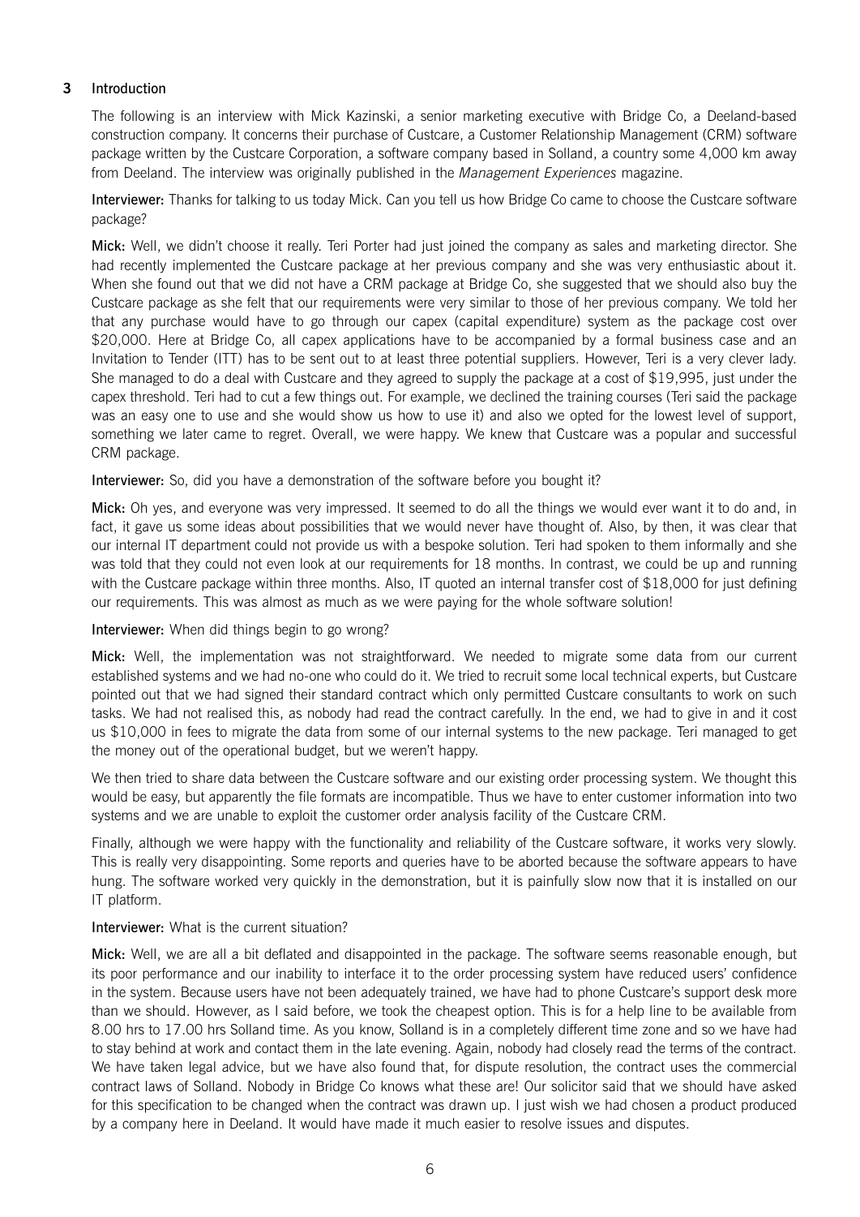## 3 Introduction

The following is an interview with Mick Kazinski, a senior marketing executive with Bridge Co, a Deeland-based construction company. It concerns their purchase of Custcare, a Customer Relationship Management (CRM) software package written by the Custcare Corporation, a software company based in Solland, a country some 4,000 km away from Deeland. The interview was originally published in the *Management Experiences* magazine.

**Interviewer:** Thanks for talking to us today Mick. Can you tell us how Bridge Co came to choose the Custcare software package?

**Mick:** Well, we didn't choose it really. Teri Porter had just joined the company as sales and marketing director. She had recently implemented the Custcare package at her previous company and she was very enthusiastic about it. When she found out that we did not have a CRM package at Bridge Co, she suggested that we should also buy the Custcare package as she felt that our requirements were very similar to those of her previous company. We told her that any purchase would have to go through our capex (capital expenditure) system as the package cost over $20,000. Here at Bridge Co, all capex applications have to be accompanied by a formal business case and an Invitation to Tender (ITT) has to be sent out to at least three potential suppliers. However, Teri is a very clever lady. She managed to do a deal with Custcare and they agreed to supply the package at a cost of $19,995, just under the capex threshold. Teri had to cut a few things out. For example, we declined the training courses (Teri said the package was an easy one to use and she would show us how to use it) and also we opted for the lowest level of support, something we later came to regret. Overall, we were happy. We knew that Custcare was a popular and successful CRM package.

**Interviewer:** So, did you have a demonstration of the software before you bought it?

**Mick:** Oh yes, and everyone was very impressed. It seemed to do all the things we would ever want it to do and, in fact, it gave us some ideas about possibilities that we would never have thought of. Also, by then, it was clear that our internal IT department could not provide us with a bespoke solution. Teri had spoken to them informally and she was told that they could not even look at our requirements for 18 months. In contrast, we could be up and running with the Custcare package within three months. Also, IT quoted an internal transfer cost of $18,000 for just defining our requirements. This was almost as much as we were paying for the whole software solution!

**Interviewer:** When did things begin to go wrong?

**Mick:** Well, the implementation was not straightforward. We needed to migrate some data from our current established systems and we had no-one who could do it. We tried to recruit some local technical experts, but Custcare pointed out that we had signed their standard contract which only permitted Custcare consultants to work on such tasks. We had not realised this, as nobody had read the contract carefully. In the end, we had to give in and it cost us $10,000 in fees to migrate the data from some of our internal systems to the new package. Teri managed to get the money out of the operational budget, but we weren't happy.

We then tried to share data between the Custcare software and our existing order processing system. We thought this would be easy, but apparently the file formats are incompatible. Thus we have to enter customer information into two systems and we are unable to exploit the customer order analysis facility of the Custcare CRM.

Finally, although we were happy with the functionality and reliability of the Custcare software, it works very slowly. This is really very disappointing. Some reports and queries have to be aborted because the software appears to have hung. The software worked very quickly in the demonstration, but it is painfully slow now that it is installed on our IT platform.

**Interviewer:** What is the current situation?

**Mick:** Well, we are all a bit deflated and disappointed in the package. The software seems reasonable enough, but its poor performance and our inability to interface it to the order processing system have reduced users' confidence in the system. Because users have not been adequately trained, we have had to phone Custcare's support desk more than we should. However, as I said before, we took the cheapest option. This is for a help line to be available from 8.00 hrs to 17.00 hrs Solland time. As you know, Solland is in a completely different time zone and so we have had to stay behind at work and contact them in the late evening. Again, nobody had closely read the terms of the contract. We have taken legal advice, but we have also found that, for dispute resolution, the contract uses the commercial contract laws of Solland. Nobody in Bridge Co knows what these are! Our solicitor said that we should have asked for this specification to be changed when the contract was drawn up. I just wish we had chosen a product produced by a company here in Deeland. It would have made it much easier to resolve issues and disputes.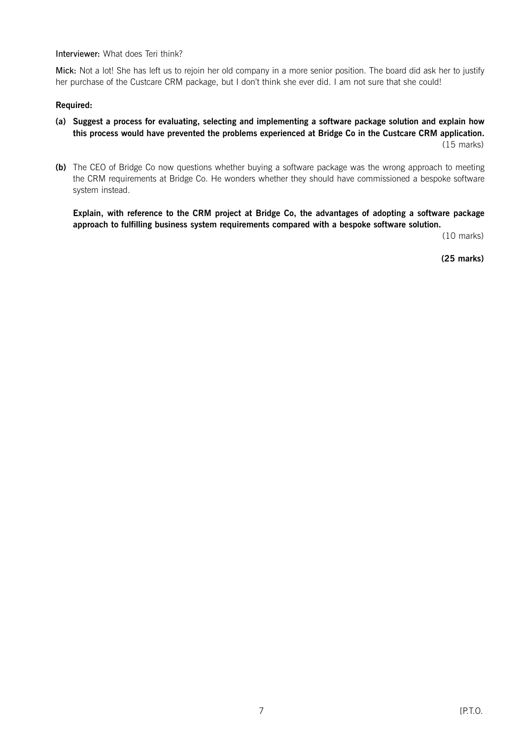**Interviewer:** What does Teri think?

**Mick:** Not a lot! She has left us to rejoin her old company in a more senior position. The board did ask her to justify her purchase of the Custcare CRM package, but I don't think she ever did. I am not sure that she could!

**Required:**

**(a) Suggest a process for evaluating, selecting and implementing a software package solution and explain how this process would have prevented the problems experienced at Bridge Co in the Custcare CRM application.** (15 marks)

**(b)** The CEO of Bridge Co now questions whether buying a software package was the wrong approach to meeting the CRM requirements at Bridge Co. He wonders whether they should have commissioned a bespoke software system instead.

**Explain, with reference to the CRM project at Bridge Co, the advantages of adopting a software package approach to fulfilling business system requirements compared with a bespoke software solution.** (10 marks)

**(25 marks)**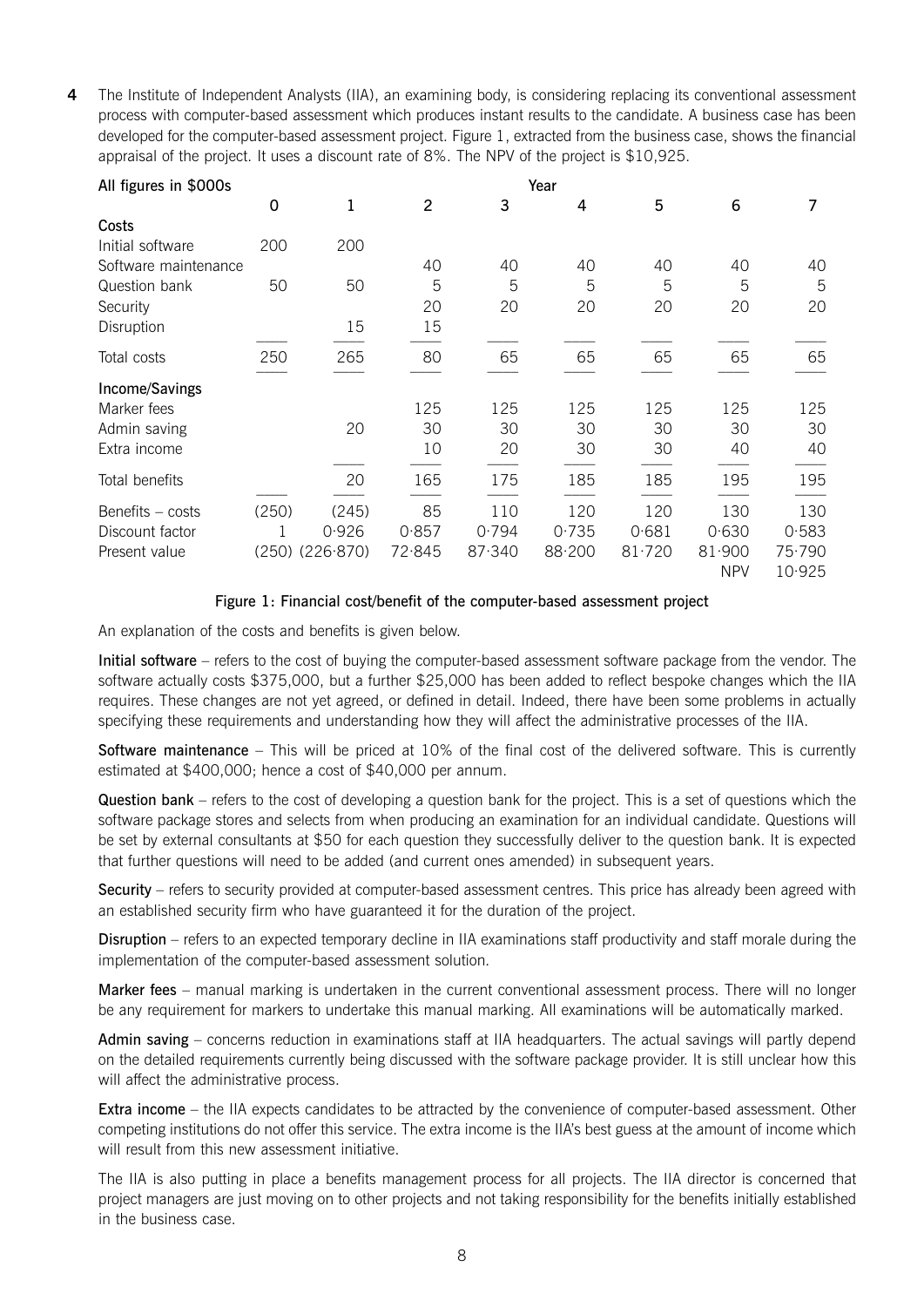**4** The Institute of Independent Analysts (IIA), an examining body, is considering replacing its conventional assessment process with computer-based assessment which produces instant results to the candidate. A business case has been developed for the computer-based assessment project. Figure 1, extracted from the business case, shows the financial appraisal of the project. It uses a discount rate of 8%. The NPV of the project is $10,925.

| All figures in $000s | Year | | | | | | | |
|---|---|---|---|---|---|---|---|---|
| | 0 | 1 | 2 | 3 | 4 | 5 | 6 | 7 |
| **Costs** | | | | | | | | |
| Initial software | 200 | 200 | | | | | | |
| Software maintenance | | | 40 | 40 | 40 | 40 | 40 | 40 |
| Question bank | 50 | 50 | 5 | 5 | 5 | 5 | 5 | 5 |
| Security | | | 20 | 20 | 20 | 20 | 20 | 20 |
| Disruption | | 15 | 15 | | | | | |
| Total costs | 250 | 265 | 80 | 65 | 65 | 65 | 65 | 65 |
| **Income/Savings** | | | | | | | | |
| Marker fees | | | 125 | 125 | 125 | 125 | 125 | 125 |
| Admin saving | | 20 | 30 | 30 | 30 | 30 | 30 | 30 |
| Extra income | | | 10 | 20 | 30 | 30 | 40 | 40 |
| Total benefits | | 20 | 165 | 175 | 185 | 185 | 195 | 195 |
| Benefits – costs | (250) | (245) | 85 | 110 | 120 | 120 | 130 | 130 |
| Discount factor | 1 | 0·926 | 0·857 | 0·794 | 0·735 | 0·681 | 0·630 | 0·583 |
| Present value | (250) | (226·870) | 72·845 | 87·340 | 88·200 | 81·720 | 81·900 | 75·790 |
| | | | | | | | NPV | 10·925 |

**Figure 1: Financial cost/benefit of the computer-based assessment project**

An explanation of the costs and benefits is given below.

**Initial software** – refers to the cost of buying the computer-based assessment software package from the vendor. The software actually costs $375,000, but a further $25,000 has been added to reflect bespoke changes which the IIA requires. These changes are not yet agreed, or defined in detail. Indeed, there have been some problems in actually specifying these requirements and understanding how they will affect the administrative processes of the IIA.

**Software maintenance** – This will be priced at 10% of the final cost of the delivered software. This is currently estimated at $400,000; hence a cost of $40,000 per annum.

**Question bank** – refers to the cost of developing a question bank for the project. This is a set of questions which the software package stores and selects from when producing an examination for an individual candidate. Questions will be set by external consultants at $50 for each question they successfully deliver to the question bank. It is expected that further questions will need to be added (and current ones amended) in subsequent years.

**Security** – refers to security provided at computer-based assessment centres. This price has already been agreed with an established security firm who have guaranteed it for the duration of the project.

**Disruption** – refers to an expected temporary decline in IIA examinations staff productivity and staff morale during the implementation of the computer-based assessment solution.

**Marker fees** – manual marking is undertaken in the current conventional assessment process. There will no longer be any requirement for markers to undertake this manual marking. All examinations will be automatically marked.

**Admin saving** – concerns reduction in examinations staff at IIA headquarters. The actual savings will partly depend on the detailed requirements currently being discussed with the software package provider. It is still unclear how this will affect the administrative process.

**Extra income** – the IIA expects candidates to be attracted by the convenience of computer-based assessment. Other competing institutions do not offer this service. The extra income is the IIA's best guess at the amount of income which will result from this new assessment initiative.

The IIA is also putting in place a benefits management process for all projects. The IIA director is concerned that project managers are just moving on to other projects and not taking responsibility for the benefits initially established in the business case.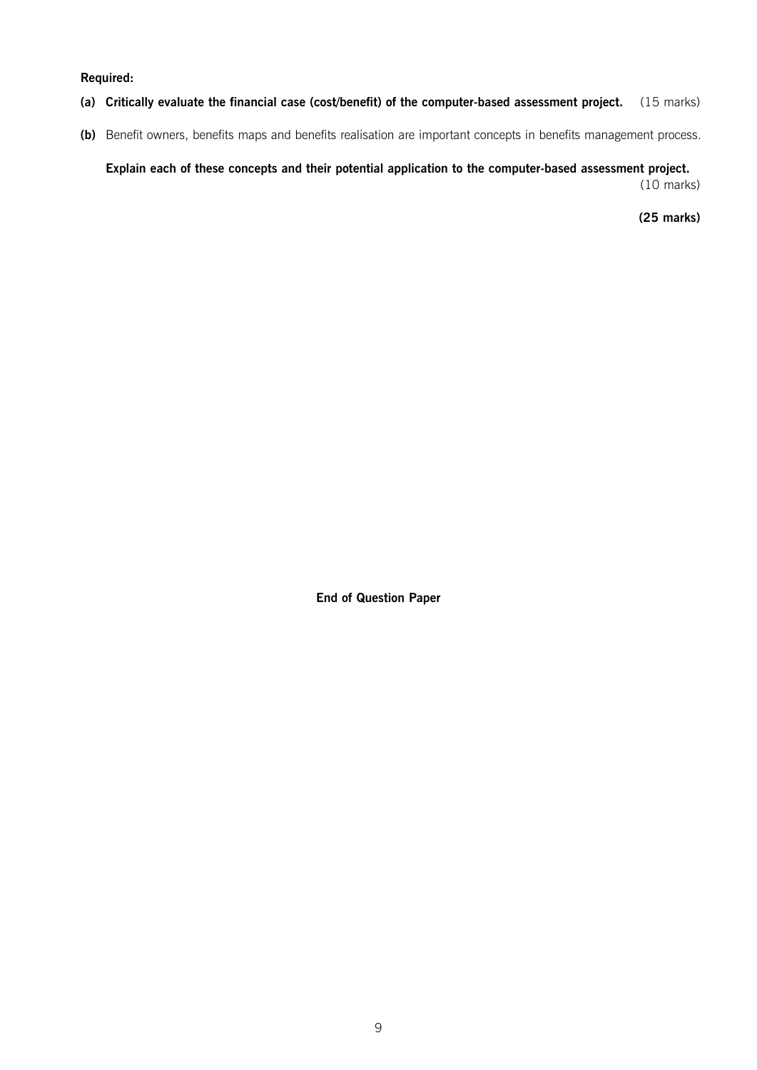**Required:**

**(a) Critically evaluate the financial case (cost/benefit) of the computer-based assessment project.** (15 marks)

**(b)** Benefit owners, benefits maps and benefits realisation are important concepts in benefits management process.

**Explain each of these concepts and their potential application to the computer-based assessment project.** (10 marks)

**(25 marks)**

**End of Question Paper**